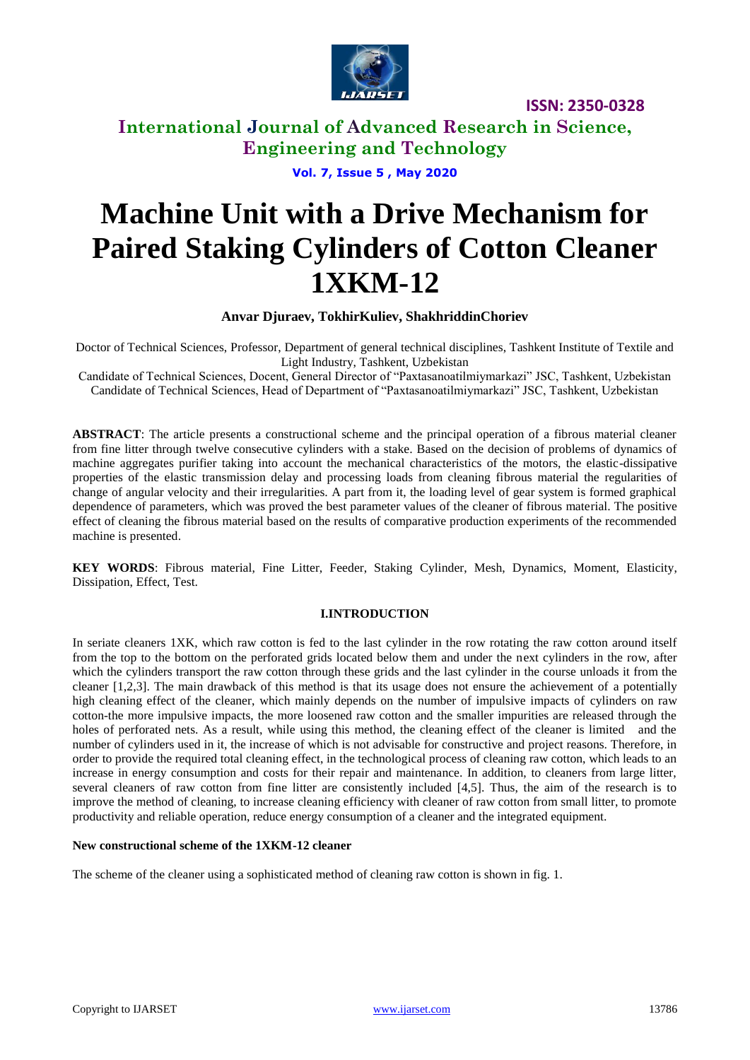# Machine Unit with a Drive Mechanism for Paired Staking Cylinders of Cotton Cleaner 1XKM-12

**Anvar Djuraev, TokhirKuliev, ShakhriddinChoriev**

Doctor of Technical Sciences, Professor, Department of general technical disciplines, Tashkent Institute of Textile and Light Industry, Tashkent, Uzbekistan

Candidate of Technical Sciences, Docent, General Director of "Paxtasanoatilmiymarkazi" JSC, Tashkent, Uzbekistan

Candidate of Technical Sciences, Head of Department of "Paxtasanoatilmiymarkazi" JSC, Tashkent, Uzbekistan

**ABSTRACT**: The article presents a constructional scheme and the principal operation of a fibrous material cleaner from fine litter through twelve consecutive cylinders with a stake. Based on the decision of problems of dynamics of machine aggregates purifier taking into account the mechanical characteristics of the motors, the elastic-dissipative properties of the elastic transmission delay and processing loads from cleaning fibrous material the regularities of change of angular velocity and their irregularities. A part from it, the loading level of gear system is formed graphical dependence of parameters, which was proved the best parameter values of the cleaner of fibrous material. The positive effect of cleaning the fibrous material based on the results of comparative production experiments of the recommended machine is presented.

**KEY WORDS**: Fibrous material, Fine Litter, Feeder, Staking Cylinder, Mesh, Dynamics, Moment, Elasticity, Dissipation, Effect, Test.

## I.INTRODUCTION

In seriate cleaners 1XK, which raw cotton is fed to the last cylinder in the row rotating the raw cotton around itself from the top to the bottom on the perforated grids located below them and under the next cylinders in the row, after which the cylinders transport the raw cotton through these grids and the last cylinder in the course unloads it from the cleaner [1,2,3]. The main drawback of this method is that its usage does not ensure the achievement of a potentially high cleaning effect of the cleaner, which mainly depends on the number of impulsive impacts of cylinders on raw cotton-the more impulsive impacts, the more loosened raw cotton and the smaller impurities are released through the holes of perforated nets. As a result, while using this method, the cleaning effect of the cleaner is limited and the number of cylinders used in it, the increase of which is not advisable for constructive and project reasons. Therefore, in order to provide the required total cleaning effect, in the technological process of cleaning raw cotton, which leads to an increase in energy consumption and costs for their repair and maintenance. In addition, to cleaners from large litter, several cleaners of raw cotton from fine litter are consistently included [4,5]. Thus, the aim of the research is to improve the method of cleaning, to increase cleaning efficiency with cleaner of raw cotton from small litter, to promote productivity and reliable operation, reduce energy consumption of a cleaner and the integrated equipment.

**New constructional scheme of the 1XKM-12 cleaner**

The scheme of the cleaner using a sophisticated method of cleaning raw cotton is shown in fig. 1.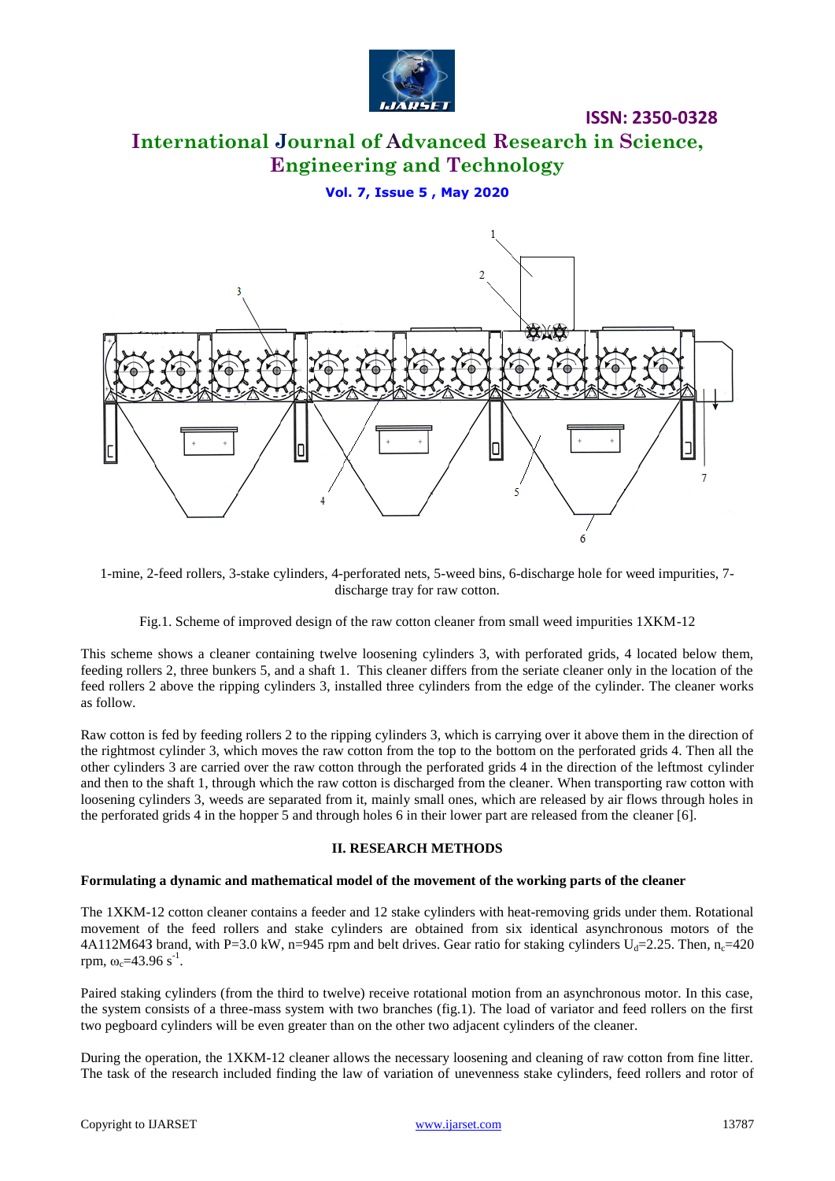1-mine, 2-feed rollers, 3-stake cylinders, 4-perforated nets, 5-weed bins, 6-discharge hole for weed impurities, 7-discharge tray for raw cotton.

Fig.1. Scheme of improved design of the raw cotton cleaner from small weed impurities 1XKM-12

This scheme shows a cleaner containing twelve loosening cylinders 3, with perforated grids, 4 located below them, feeding rollers 2, three bunkers 5, and a shaft 1. This cleaner differs from the seriate cleaner only in the location of the feed rollers 2 above the ripping cylinders 3, installed three cylinders from the edge of the cylinder. The cleaner works as follow.

Raw cotton is fed by feeding rollers 2 to the ripping cylinders 3, which is carrying over it above them in the direction of the rightmost cylinder 3, which moves the raw cotton from the top to the bottom on the perforated grids 4. Then all the other cylinders 3 are carried over the raw cotton through the perforated grids 4 in the direction of the leftmost cylinder and then to the shaft 1, through which the raw cotton is discharged from the cleaner. When transporting raw cotton with loosening cylinders 3, weeds are separated from it, mainly small ones, which are released by air flows through holes in the perforated grids 4 in the hopper 5 and through holes 6 in their lower part are released from the cleaner [6].

## II. RESEARCH METHODS

**Formulating a dynamic and mathematical model of the movement of the working parts of the cleaner**

The 1XKM-12 cotton cleaner contains a feeder and 12 stake cylinders with heat-removing grids under them. Rotational movement of the feed rollers and stake cylinders are obtained from six identical asynchronous motors of the 4A112M643 brand, with P=3.0 kW, n=945 rpm and belt drives. Gear ratio for staking cylinders $U_d$=2.25. Then, $n_c$=420 rpm, $\omega_c$=43.96 $s^{-1}$.

Paired staking cylinders (from the third to twelve) receive rotational motion from an asynchronous motor. In this case, the system consists of a three-mass system with two branches (fig.1). The load of variator and feed rollers on the first two pegboard cylinders will be even greater than on the other two adjacent cylinders of the cleaner.

During the operation, the 1XKM-12 cleaner allows the necessary loosening and cleaning of raw cotton from fine litter. The task of the research included finding the law of variation of unevenness stake cylinders, feed rollers and rotor of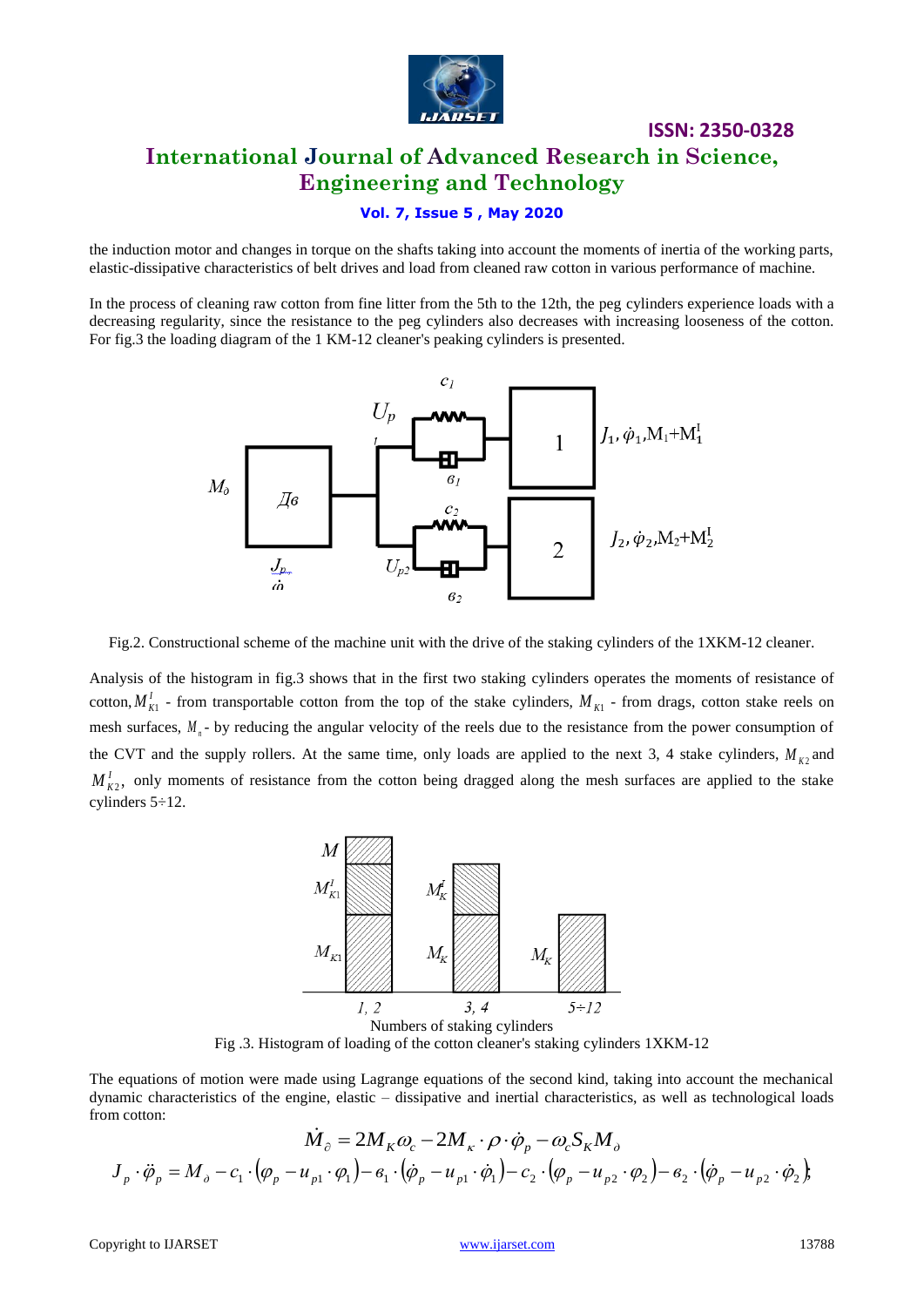the induction motor and changes in torque on the shafts taking into account the moments of inertia of the working parts, elastic-dissipative characteristics of belt drives and load from cleaned raw cotton in various performance of machine.

In the process of cleaning raw cotton from fine litter from the 5th to the 12th, the peg cylinders experience loads with a decreasing regularity, since the resistance to the peg cylinders also decreases with increasing looseness of the cotton. For fig.3 the loading diagram of the 1 KM-12 cleaner's peaking cylinders is presented.

Fig.2. Constructional scheme of the machine unit with the drive of the staking cylinders of the 1XKM-12 cleaner.

Analysis of the histogram in fig.3 shows that in the first two staking cylinders operates the moments of resistance of cotton, $M_{K1}^{I}$ - from transportable cotton from the top of the stake cylinders, $M_{K1}$ - from drags, cotton stake reels on mesh surfaces, $M_{n}$ - by reducing the angular velocity of the reels due to the resistance from the power consumption of the CVT and the supply rollers. At the same time, only loads are applied to the next 3, 4 stake cylinders, $M_{K2}$ and $M_{K2}^{I}$, only moments of resistance from the cotton being dragged along the mesh surfaces are applied to the stake cylinders 5÷12.

Fig .3. Histogram of loading of the cotton cleaner's staking cylinders 1XKM-12

The equations of motion were made using Lagrange equations of the second kind, taking into account the mechanical dynamic characteristics of the engine, elastic – dissipative and inertial characteristics, as well as technological loads from cotton:

$$\dot{M}_{\partial} = 2M_K\omega_c - 2M_\kappa \cdot \rho \cdot \dot{\varphi}_p - \omega_c S_K M_\partial$$

$$J_p \cdot \ddot{\varphi}_p = M_\partial - c_1 \cdot (\varphi_p - u_{p1} \cdot \varphi_1) - в_1 \cdot (\dot{\varphi}_p - u_{p1} \cdot \dot{\varphi}_1) - c_2 \cdot (\varphi_p - u_{p2} \cdot \varphi_2) - в_2 \cdot (\dot{\varphi}_p - u_{p2} \cdot \dot{\varphi}_2);$$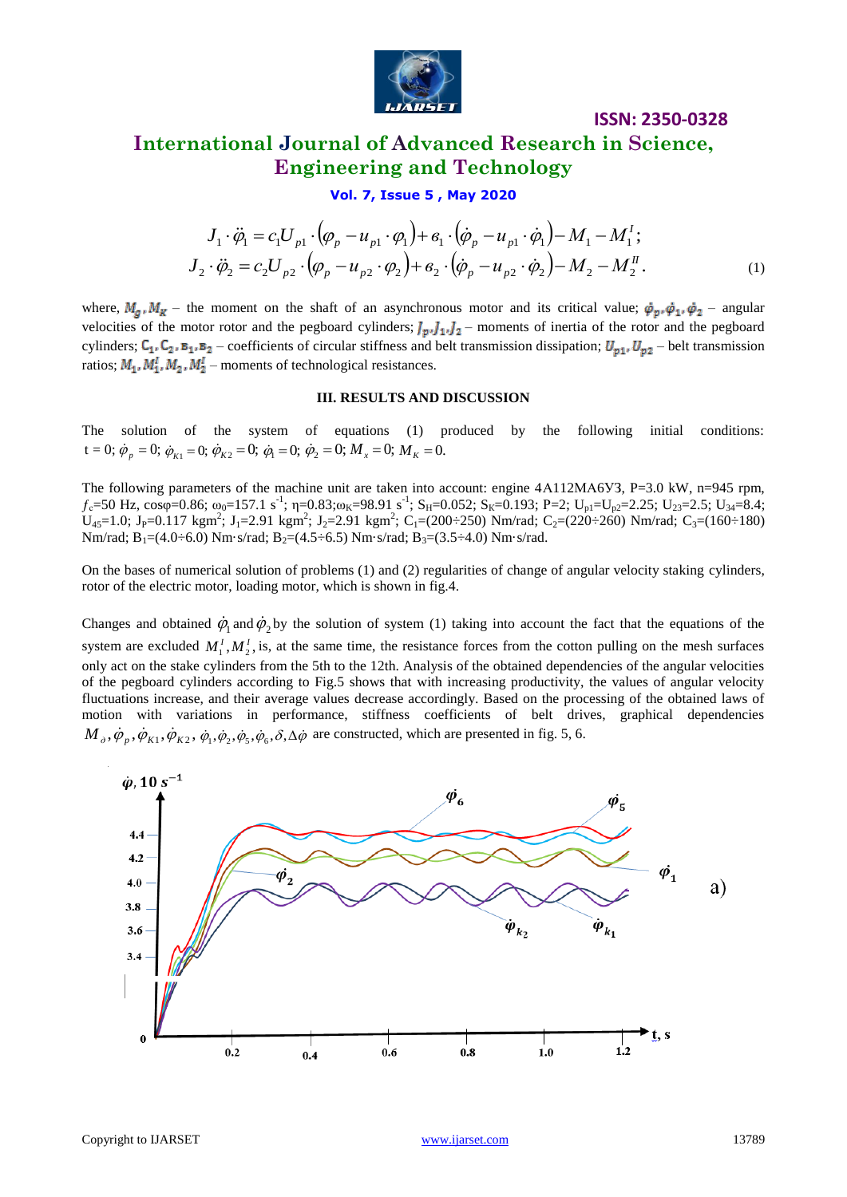$$J_1 \cdot \ddot{\varphi}_1 = c_1 U_{p1} \cdot (\varphi_p - u_{p1} \cdot \varphi_1) + в_1 \cdot (\dot{\varphi}_p - u_{p1} \cdot \dot{\varphi}_1) - M_1 - M_1^I;$$
$$J_2 \cdot \ddot{\varphi}_2 = c_2 U_{p2} \cdot (\varphi_p - u_{p2} \cdot \varphi_2) + в_2 \cdot (\dot{\varphi}_p - u_{p2} \cdot \dot{\varphi}_2) - M_2 - M_2^{II}. \quad (1)$$

where, $M_g, M_K$ – the moment on the shaft of an asynchronous motor and its critical value; $\dot{\varphi}_p, \dot{\varphi}_1, \dot{\varphi}_2$ – angular velocities of the motor rotor and the pegboard cylinders; $J_p, J_1, J_2$ – moments of inertia of the rotor and the pegboard cylinders; $C_1, C_2, в_1, в_2$ – coefficients of circular stiffness and belt transmission dissipation; $U_{p1}, U_{p2}$ – belt transmission ratios; $M_1, M_1^I, M_2, M_2^I$ – moments of technological resistances.

## III. RESULTS AND DISCUSSION

The solution of the system of equations (1) produced by the following initial conditions: $t = 0; \dot{\varphi}_p = 0; \varphi_{K1} = 0; \dot{\varphi}_{K2} = 0; \dot{\varphi}_1 = 0; \dot{\varphi}_2 = 0; M_x = 0; M_K = 0.$

The following parameters of the machine unit are taken into account: engine 4A112MA6У3, P=3.0 kW, n=945 rpm, $f_c$=50 Hz, cosφ=0.86; $\omega_0$=157.1 $s^{-1}$; η=0.83; $\omega_K$=98.91 $s^{-1}$; $S_H$=0.052; $S_K$=0.193; P=2; $U_{p1}$=$U_{p2}$=2.25; $U_{23}$=2.5; $U_{34}$=8.4; $U_{45}$=1.0; $J_P$=0.117 kgm$^2$; $J_1$=2.91 kgm$^2$; $J_2$=2.91 kgm$^2$; $C_1$=(200÷250) Nm/rad; $C_2$=(220÷260) Nm/rad; $C_3$=(160÷180) Nm/rad; $B_1$=(4.0÷6.0) Nm·s/rad; $B_2$=(4.5÷6.5) Nm·s/rad; $B_3$=(3.5÷4.0) Nm·s/rad.

On the bases of numerical solution of problems (1) and (2) regularities of change of angular velocity staking cylinders, rotor of the electric motor, loading motor, which is shown in fig.4.

Changes and obtained $\dot{\varphi}_1$ and $\dot{\varphi}_2$ by the solution of system (1) taking into account the fact that the equations of the system are excluded $M_1^I, M_2^I$, is, at the same time, the resistance forces from the cotton pulling on the mesh surfaces only act on the stake cylinders from the 5th to the 12th. Analysis of the obtained dependencies of the angular velocities of the pegboard cylinders according to Fig.5 shows that with increasing productivity, the values of angular velocity fluctuations increase, and their average values decrease accordingly. Based on the processing of the obtained laws of motion with variations in performance, stiffness coefficients of belt drives, graphical dependencies $M_д, \dot{\varphi}_p, \dot{\varphi}_{K1}, \dot{\varphi}_{K2}, \dot{\varphi}_1, \dot{\varphi}_2, \dot{\varphi}_5, \dot{\varphi}_6, \delta, \Delta\dot{\varphi}$ are constructed, which are presented in fig. 5, 6.

a)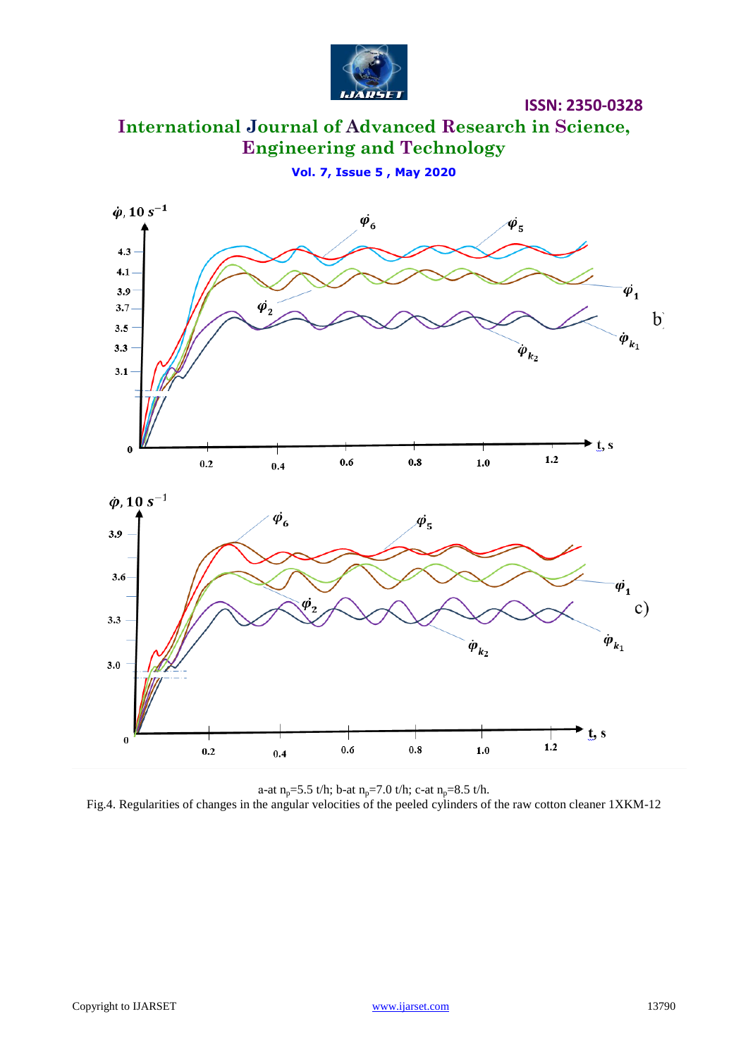a-at $n_p$=5.5 t/h; b-at $n_p$=7.0 t/h; c-at $n_p$=8.5 t/h.

Fig.4. Regularities of changes in the angular velocities of the peeled cylinders of the raw cotton cleaner 1XKM-12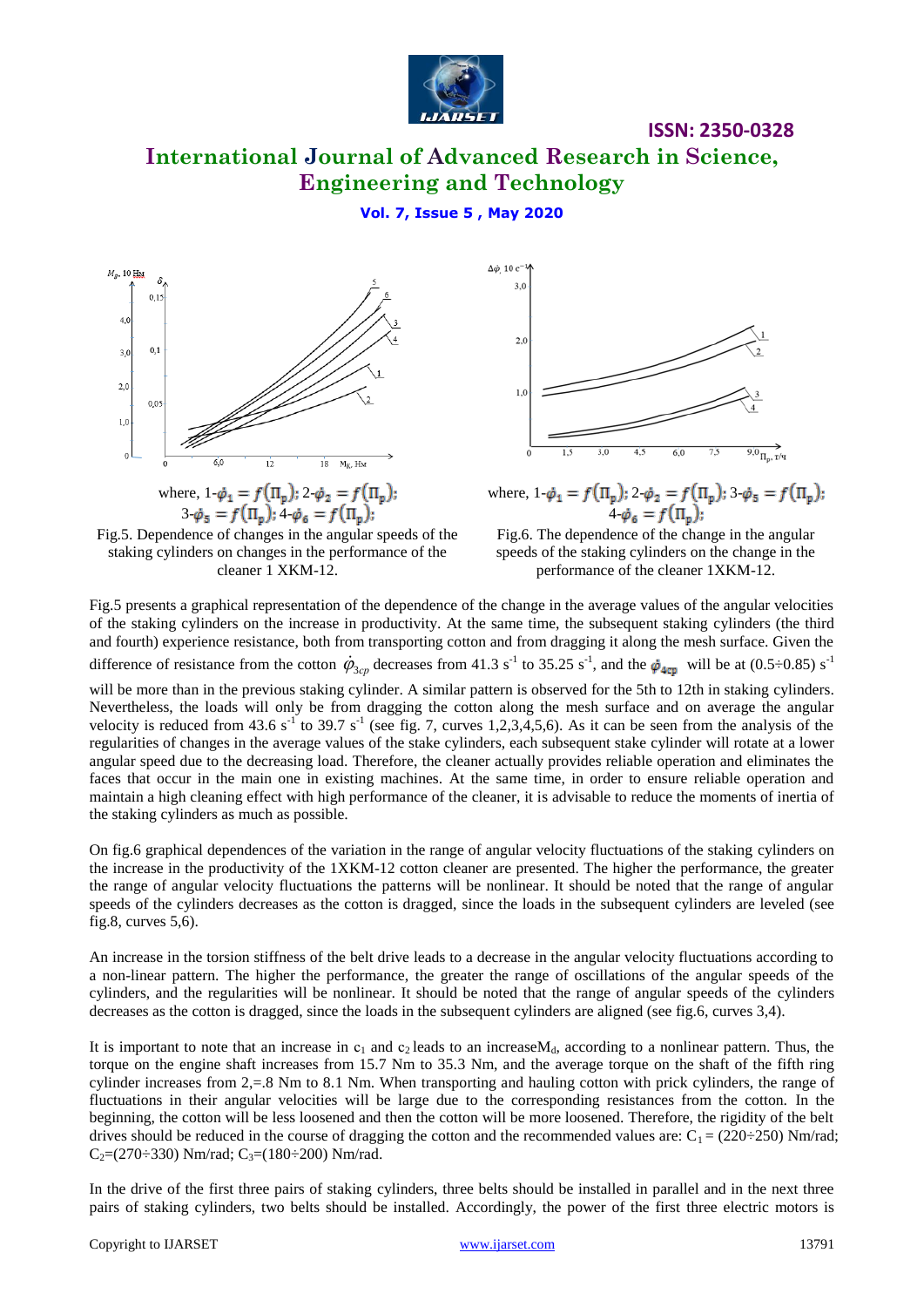where, 1-$\dot{\varphi}_1 = f(\Pi_p)$; 2-$\dot{\varphi}_2 = f(\Pi_p)$; 3-$\dot{\varphi}_5 = f(\Pi_p)$; 4-$\dot{\varphi}_6 = f(\Pi_p)$;

Fig.5. Dependence of changes in the angular speeds of the staking cylinders on changes in the performance of the cleaner 1 XKM-12.

where, 1-$\dot{\varphi}_1 = f(\Pi_p)$; 2-$\dot{\varphi}_2 = f(\Pi_p)$; 3-$\dot{\varphi}_5 = f(\Pi_p)$; 4-$\dot{\varphi}_6 = f(\Pi_p)$;

Fig.6. The dependence of the change in the angular speeds of the staking cylinders on the change in the performance of the cleaner 1XKM-12.

Fig.5 presents a graphical representation of the dependence of the change in the average values of the angular velocities of the staking cylinders on the increase in productivity. At the same time, the subsequent staking cylinders (the third and fourth) experience resistance, both from transporting cotton and from dragging it along the mesh surface. Given the difference of resistance from the cotton $\dot{\varphi}_{3cp}$ decreases from 41.3 $s^{-1}$ to 35.25 $s^{-1}$, and the $\dot{\varphi}_{4cp}$ will be at (0.5÷0.85) $s^{-1}$ will be more than in the previous staking cylinder. A similar pattern is observed for the 5th to 12th in staking cylinders. Nevertheless, the loads will only be from dragging the cotton along the mesh surface and on average the angular velocity is reduced from 43.6 $s^{-1}$ to 39.7 $s^{-1}$ (see fig. 7, curves 1,2,3,4,5,6). As it can be seen from the analysis of the regularities of changes in the average values of the stake cylinders, each subsequent stake cylinder will rotate at a lower angular speed due to the decreasing load. Therefore, the cleaner actually provides reliable operation and eliminates the faces that occur in the main one in existing machines. At the same time, in order to ensure reliable operation and maintain a high cleaning effect with high performance of the cleaner, it is advisable to reduce the moments of inertia of the staking cylinders as much as possible.

On fig.6 graphical dependences of the variation in the range of angular velocity fluctuations of the staking cylinders on the increase in the productivity of the 1XKM-12 cotton cleaner are presented. The higher the performance, the greater the range of angular velocity fluctuations the patterns will be nonlinear. It should be noted that the range of angular speeds of the cylinders decreases as the cotton is dragged, since the loads in the subsequent cylinders are leveled (see fig.8, curves 5,6).

An increase in the torsion stiffness of the belt drive leads to a decrease in the angular velocity fluctuations according to a non-linear pattern. The higher the performance, the greater the range of oscillations of the angular speeds of the cylinders, and the regularities will be nonlinear. It should be noted that the range of angular speeds of the cylinders decreases as the cotton is dragged, since the loads in the subsequent cylinders are aligned (see fig.6, curves 3,4).

It is important to note that an increase in $c_1$ and $c_2$ leads to an increase$M_d$, according to a nonlinear pattern. Thus, the torque on the engine shaft increases from 15.7 Nm to 35.3 Nm, and the average torque on the shaft of the fifth ring cylinder increases from 2,=.8 Nm to 8.1 Nm. When transporting and hauling cotton with prick cylinders, the range of fluctuations in their angular velocities will be large due to the corresponding resistances from the cotton. In the beginning, the cotton will be less loosened and then the cotton will be more loosened. Therefore, the rigidity of the belt drives should be reduced in the course of dragging the cotton and the recommended values are: $C_1$ = (220÷250) Nm/rad; $C_2$=(270÷330) Nm/rad; $C_3$=(180÷200) Nm/rad.

In the drive of the first three pairs of staking cylinders, three belts should be installed in parallel and in the next three pairs of staking cylinders, two belts should be installed. Accordingly, the power of the first three electric motors is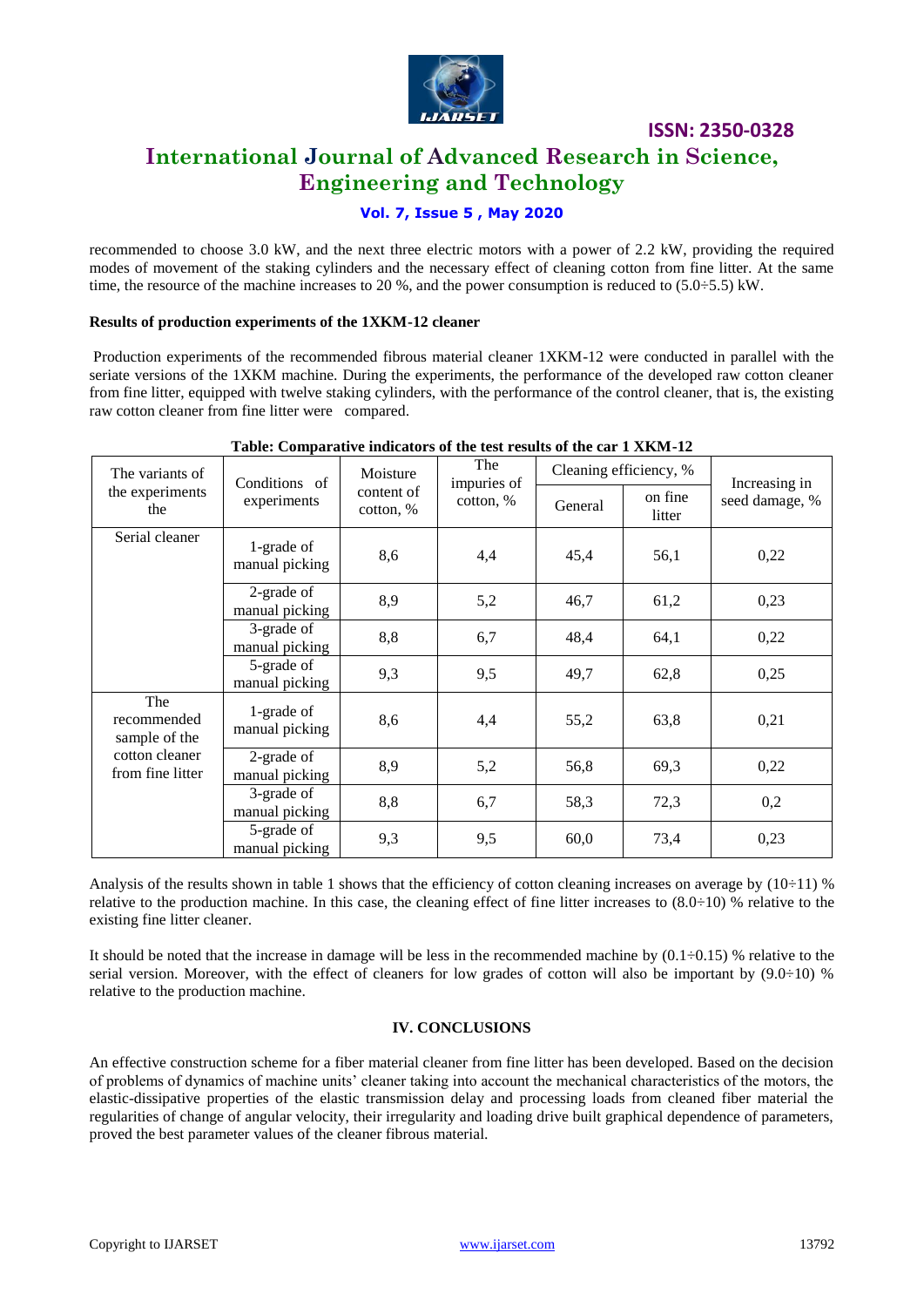recommended to choose 3.0 kW, and the next three electric motors with a power of 2.2 kW, providing the required modes of movement of the staking cylinders and the necessary effect of cleaning cotton from fine litter. At the same time, the resource of the machine increases to 20 %, and the power consumption is reduced to (5.0÷5.5) kW.

**Results of production experiments of the 1XKM-12 cleaner**

Production experiments of the recommended fibrous material cleaner 1XKM-12 were conducted in parallel with the seriate versions of the 1XKM machine. During the experiments, the performance of the developed raw cotton cleaner from fine litter, equipped with twelve staking cylinders, with the performance of the control cleaner, that is, the existing raw cotton cleaner from fine litter were compared.

**Table: Comparative indicators of the test results of the car 1 XKM-12**

| The variants of the experiments the | Conditions of experiments | Moisture content of cotton, % | The impuries of cotton, % | Cleaning efficiency, % | | Increasing in seed damage, % |
|---|---|---|---|---|---|---|
| | | | | General | on fine litter | |
| Serial cleaner | 1-grade of manual picking | 8,6 | 4,4 | 45,4 | 56,1 | 0,22 |
| | 2-grade of manual picking | 8,9 | 5,2 | 46,7 | 61,2 | 0,23 |
| | 3-grade of manual picking | 8,8 | 6,7 | 48,4 | 64,1 | 0,22 |
| | 5-grade of manual picking | 9,3 | 9,5 | 49,7 | 62,8 | 0,25 |
| The recommended sample of the cotton cleaner from fine litter | 1-grade of manual picking | 8,6 | 4,4 | 55,2 | 63,8 | 0,21 |
| | 2-grade of manual picking | 8,9 | 5,2 | 56,8 | 69,3 | 0,22 |
| | 3-grade of manual picking | 8,8 | 6,7 | 58,3 | 72,3 | 0,2 |
| | 5-grade of manual picking | 9,3 | 9,5 | 60,0 | 73,4 | 0,23 |

Analysis of the results shown in table 1 shows that the efficiency of cotton cleaning increases on average by (10÷11) % relative to the production machine. In this case, the cleaning effect of fine litter increases to (8.0÷10) % relative to the existing fine litter cleaner.

It should be noted that the increase in damage will be less in the recommended machine by (0.1÷0.15) % relative to the serial version. Moreover, with the effect of cleaners for low grades of cotton will also be important by (9.0÷10) % relative to the production machine.

## IV. CONCLUSIONS

An effective construction scheme for a fiber material cleaner from fine litter has been developed. Based on the decision of problems of dynamics of machine units' cleaner taking into account the mechanical characteristics of the motors, the elastic-dissipative properties of the elastic transmission delay and processing loads from cleaned fiber material the regularities of change of angular velocity, their irregularity and loading drive built graphical dependence of parameters, proved the best parameter values of the cleaner fibrous material.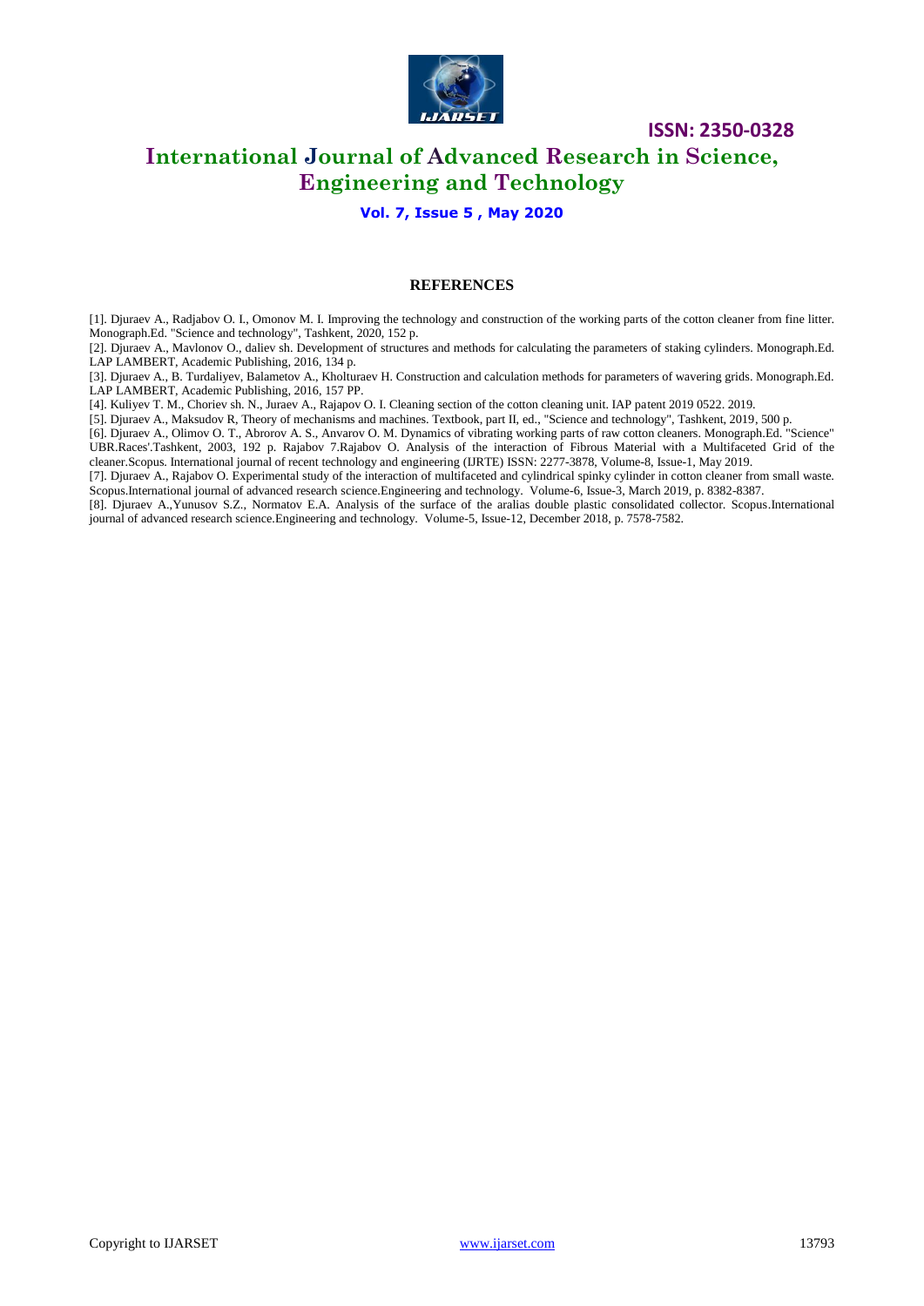## REFERENCES

[1]. Djuraev A., Radjabov O. I., Omonov M. I. Improving the technology and construction of the working parts of the cotton cleaner from fine litter. Monograph.Ed. "Science and technology", Tashkent, 2020, 152 p.

[2]. Djuraev A., Mavlonov O., daliev sh. Development of structures and methods for calculating the parameters of staking cylinders. Monograph.Ed. LAP LAMBERT, Academic Publishing, 2016, 134 p.

[3]. Djuraev A., B. Turdaliyev, Balametov A., Kholturaev H. Construction and calculation methods for parameters of wavering grids. Monograph.Ed. LAP LAMBERT, Academic Publishing, 2016, 157 PP.

[4]. Kuliyev T. M., Choriev sh. N., Juraev A., Rajapov O. I. Cleaning section of the cotton cleaning unit. IAP patent 2019 0522. 2019.

[5]. Djuraev A., Maksudov R, Theory of mechanisms and machines. Textbook, part II, ed., "Science and technology", Tashkent, 2019, 500 p.

[6]. Djuraev A., Olimov O. T., Abrorov A. S., Anvarov O. M. Dynamics of vibrating working parts of raw cotton cleaners. Monograph.Ed. "Science" UBR.Races'.Tashkent, 2003, 192 p. Rajabov 7.Rajabov O. Analysis of the interaction of Fibrous Material with a Multifaceted Grid of the cleaner.Scopus. International journal of recent technology and engineering (IJRTE) ISSN: 2277-3878, Volume-8, Issue-1, May 2019.

[7]. Djuraev A., Rajabov O. Experimental study of the interaction of multifaceted and cylindrical spinky cylinder in cotton cleaner from small waste. Scopus.International journal of advanced research science.Engineering and technology. Volume-6, Issue-3, March 2019, p. 8382-8387.

[8]. Djuraev A.,Yunusov S.Z., Normatov E.A. Analysis of the surface of the aralias double plastic consolidated collector. Scopus.International journal of advanced research science.Engineering and technology. Volume-5, Issue-12, December 2018, p. 7578-7582.